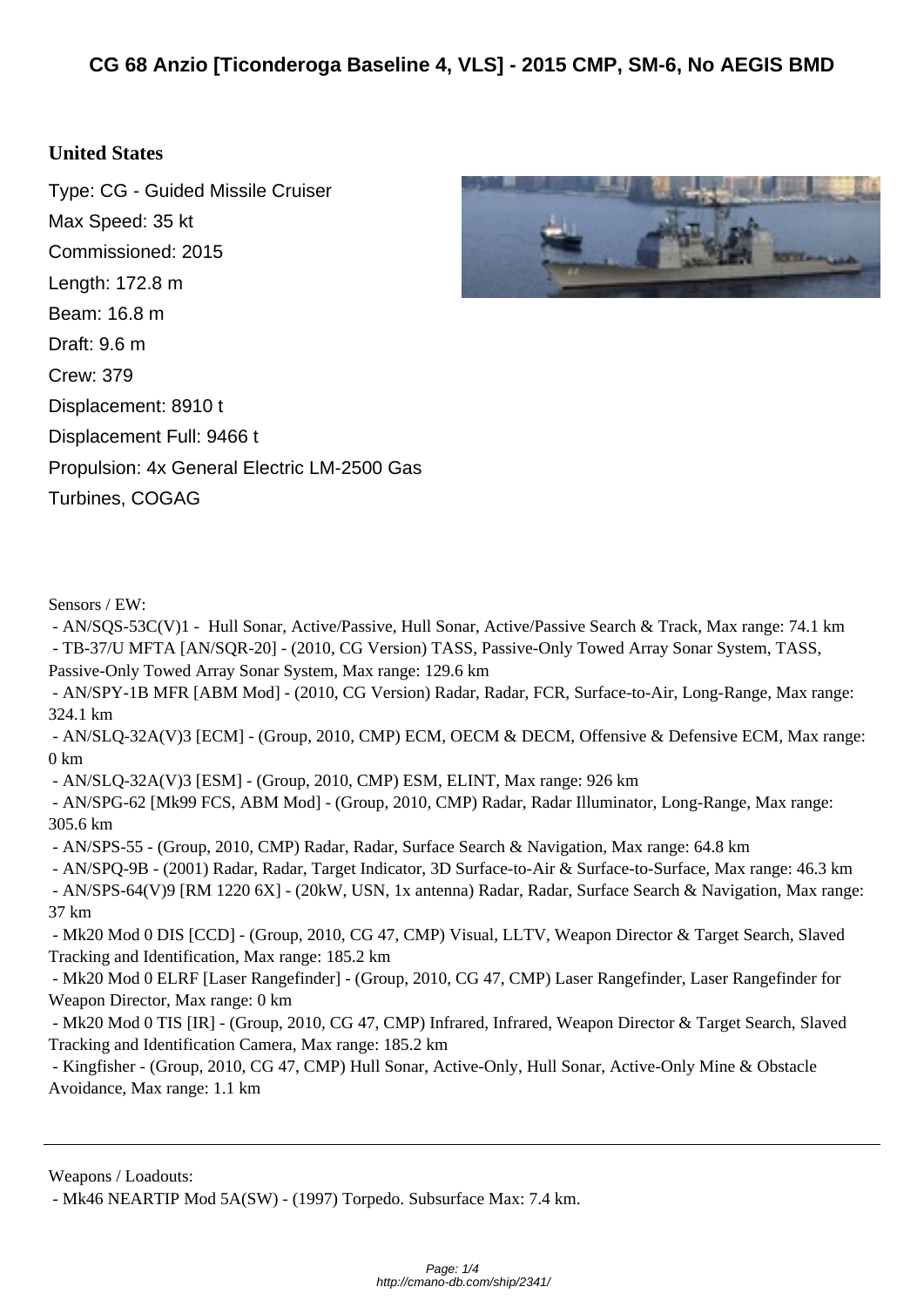# CG 68 Anzio [Ticonderoga Baseline 4, VLS] - 2015 CMP, SM-6, No AEGIS BMD

## United States

Type: CG - Guided Missile Cruiser

Max Speed: 35 kt

Commissioned: 2015

Length: 172.8 m

Beam: 16.8 m

Draft: 9.6 m

Crew: 379

Displacement: 8910 t

Displacement Full: 9466 t

Propulsion: 4x General Electric LM-2500 Gas Turbines, COGAG

Sensors / EW:

- AN/SQS-53C(V)1 - Hull Sonar, Active/Passive, Hull Sonar, Active/Passive Search & Track, Max range: 74.1 km
- TB-37/U MFTA [AN/SQR-20] - (2010, CG Version) TASS, Passive-Only Towed Array Sonar System, TASS, Passive-Only Towed Array Sonar System, Max range: 129.6 km
- AN/SPY-1B MFR [ABM Mod] - (2010, CG Version) Radar, Radar, FCR, Surface-to-Air, Long-Range, Max range: 324.1 km
- AN/SLQ-32A(V)3 [ECM] - (Group, 2010, CMP) ECM, OECM & DECM, Offensive & Defensive ECM, Max range: 0 km
- AN/SLQ-32A(V)3 [ESM] - (Group, 2010, CMP) ESM, ELINT, Max range: 926 km
- AN/SPG-62 [Mk99 FCS, ABM Mod] - (Group, 2010, CMP) Radar, Radar Illuminator, Long-Range, Max range: 305.6 km
- AN/SPS-55 - (Group, 2010, CMP) Radar, Radar, Surface Search & Navigation, Max range: 64.8 km
- AN/SPQ-9B - (2001) Radar, Radar, Target Indicator, 3D Surface-to-Air & Surface-to-Surface, Max range: 46.3 km
- AN/SPS-64(V)9 [RM 1220 6X] - (20kW, USN, 1x antenna) Radar, Radar, Surface Search & Navigation, Max range: 37 km
- Mk20 Mod 0 DIS [CCD] - (Group, 2010, CG 47, CMP) Visual, LLTV, Weapon Director & Target Search, Slaved Tracking and Identification, Max range: 185.2 km
- Mk20 Mod 0 ELRF [Laser Rangefinder] - (Group, 2010, CG 47, CMP) Laser Rangefinder, Laser Rangefinder for Weapon Director, Max range: 0 km
- Mk20 Mod 0 TIS [IR] - (Group, 2010, CG 47, CMP) Infrared, Infrared, Weapon Director & Target Search, Slaved Tracking and Identification Camera, Max range: 185.2 km
- Kingfisher - (Group, 2010, CG 47, CMP) Hull Sonar, Active-Only, Hull Sonar, Active-Only Mine & Obstacle Avoidance, Max range: 1.1 km

---

Weapons / Loadouts:

- Mk46 NEARTIP Mod 5A(SW) - (1997) Torpedo. Subsurface Max: 7.4 km.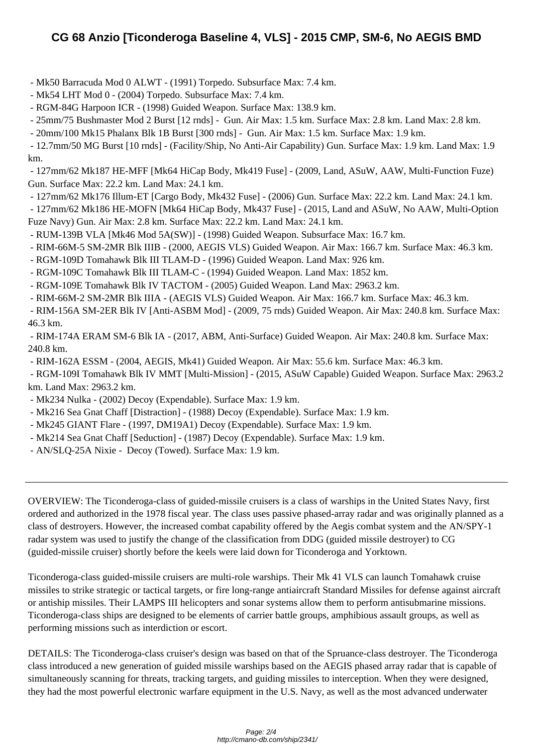- Mk50 Barracuda Mod 0 ALWT - (1991) Torpedo. Subsurface Max: 7.4 km.
- Mk54 LHT Mod 0 - (2004) Torpedo. Subsurface Max: 7.4 km.
- RGM-84G Harpoon ICR - (1998) Guided Weapon. Surface Max: 138.9 km.
- 25mm/75 Bushmaster Mod 2 Burst [12 rnds] - Gun. Air Max: 1.5 km. Surface Max: 2.8 km. Land Max: 2.8 km.
- 20mm/100 Mk15 Phalanx Blk 1B Burst [300 rnds] - Gun. Air Max: 1.5 km. Surface Max: 1.9 km.
- 12.7mm/50 MG Burst [10 rnds] - (Facility/Ship, No Anti-Air Capability) Gun. Surface Max: 1.9 km. Land Max: 1.9 km.
- 127mm/62 Mk187 HE-MFF [Mk64 HiCap Body, Mk419 Fuse] - (2009, Land, ASuW, AAW, Multi-Function Fuze) Gun. Surface Max: 22.2 km. Land Max: 24.1 km.
- 127mm/62 Mk176 Illum-ET [Cargo Body, Mk432 Fuse] - (2006) Gun. Surface Max: 22.2 km. Land Max: 24.1 km.
- 127mm/62 Mk186 HE-MOFN [Mk64 HiCap Body, Mk437 Fuse] - (2015, Land and ASuW, No AAW, Multi-Option Fuze Navy) Gun. Air Max: 2.8 km. Surface Max: 22.2 km. Land Max: 24.1 km.
- RUM-139B VLA [Mk46 Mod 5A(SW)] - (1998) Guided Weapon. Subsurface Max: 16.7 km.
- RIM-66M-5 SM-2MR Blk IIIB - (2000, AEGIS VLS) Guided Weapon. Air Max: 166.7 km. Surface Max: 46.3 km.
- RGM-109D Tomahawk Blk III TLAM-D - (1996) Guided Weapon. Land Max: 926 km.
- RGM-109C Tomahawk Blk III TLAM-C - (1994) Guided Weapon. Land Max: 1852 km.
- RGM-109E Tomahawk Blk IV TACTOM - (2005) Guided Weapon. Land Max: 2963.2 km.
- RIM-66M-2 SM-2MR Blk IIIA - (AEGIS VLS) Guided Weapon. Air Max: 166.7 km. Surface Max: 46.3 km.
- RIM-156A SM-2ER Blk IV [Anti-ASBM Mod] - (2009, 75 rnds) Guided Weapon. Air Max: 240.8 km. Surface Max: 46.3 km.
- RIM-174A ERAM SM-6 Blk IA - (2017, ABM, Anti-Surface) Guided Weapon. Air Max: 240.8 km. Surface Max: 240.8 km.
- RIM-162A ESSM - (2004, AEGIS, Mk41) Guided Weapon. Air Max: 55.6 km. Surface Max: 46.3 km.
- RGM-109I Tomahawk Blk IV MMT [Multi-Mission] - (2015, ASuW Capable) Guided Weapon. Surface Max: 2963.2 km. Land Max: 2963.2 km.
- Mk234 Nulka - (2002) Decoy (Expendable). Surface Max: 1.9 km.
- Mk216 Sea Gnat Chaff [Distraction] - (1988) Decoy (Expendable). Surface Max: 1.9 km.
- Mk245 GIANT Flare - (1997, DM19A1) Decoy (Expendable). Surface Max: 1.9 km.
- Mk214 Sea Gnat Chaff [Seduction] - (1987) Decoy (Expendable). Surface Max: 1.9 km.
- AN/SLQ-25A Nixie - Decoy (Towed). Surface Max: 1.9 km.

---

OVERVIEW: The Ticonderoga-class of guided-missile cruisers is a class of warships in the United States Navy, first ordered and authorized in the 1978 fiscal year. The class uses passive phased-array radar and was originally planned as a class of destroyers. However, the increased combat capability offered by the Aegis combat system and the AN/SPY-1 radar system was used to justify the change of the classification from DDG (guided missile destroyer) to CG (guided-missile cruiser) shortly before the keels were laid down for Ticonderoga and Yorktown.

Ticonderoga-class guided-missile cruisers are multi-role warships. Their Mk 41 VLS can launch Tomahawk cruise missiles to strike strategic or tactical targets, or fire long-range antiaircraft Standard Missiles for defense against aircraft or antiship missiles. Their LAMPS III helicopters and sonar systems allow them to perform antisubmarine missions. Ticonderoga-class ships are designed to be elements of carrier battle groups, amphibious assault groups, as well as performing missions such as interdiction or escort.

DETAILS: The Ticonderoga-class cruiser's design was based on that of the Spruance-class destroyer. The Ticonderoga class introduced a new generation of guided missile warships based on the AEGIS phased array radar that is capable of simultaneously scanning for threats, tracking targets, and guiding missiles to interception. When they were designed, they had the most powerful electronic warfare equipment in the U.S. Navy, as well as the most advanced underwater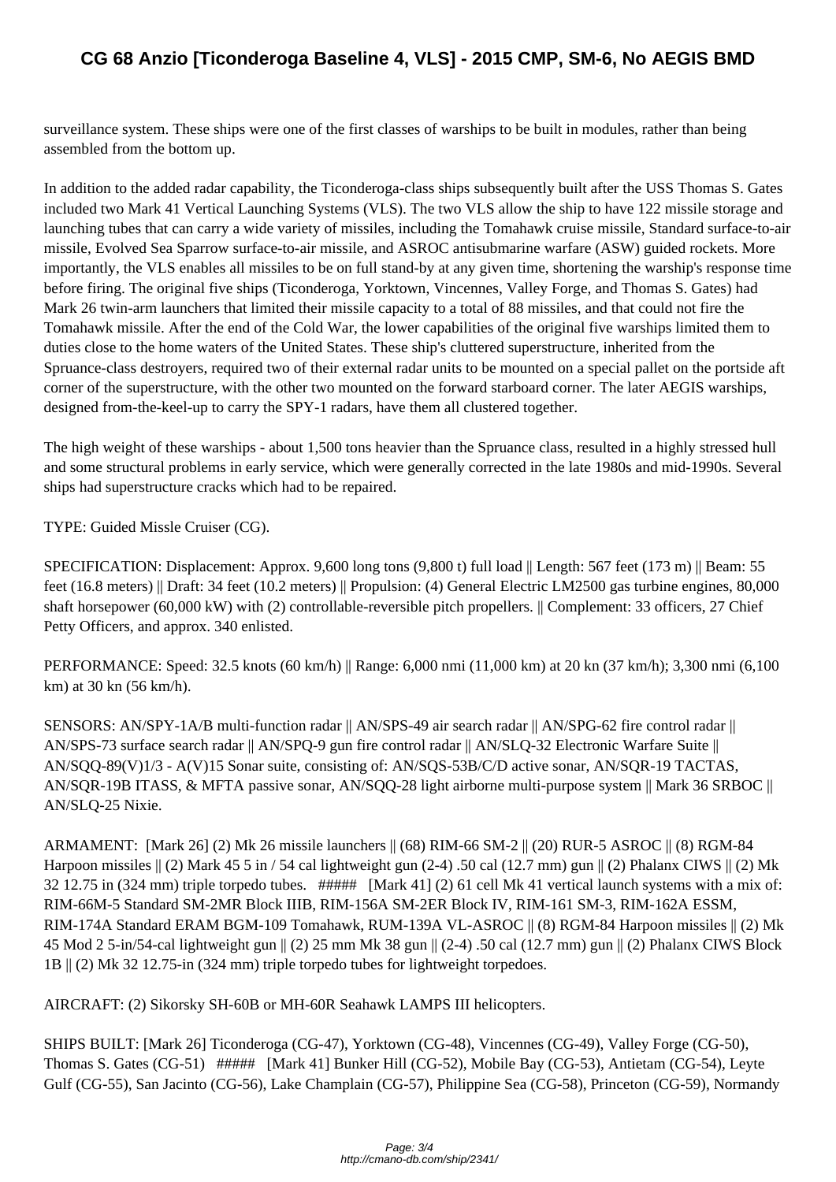surveillance system. These ships were one of the first classes of warships to be built in modules, rather than being assembled from the bottom up.

In addition to the added radar capability, the Ticonderoga-class ships subsequently built after the USS Thomas S. Gates included two Mark 41 Vertical Launching Systems (VLS). The two VLS allow the ship to have 122 missile storage and launching tubes that can carry a wide variety of missiles, including the Tomahawk cruise missile, Standard surface-to-air missile, Evolved Sea Sparrow surface-to-air missile, and ASROC antisubmarine warfare (ASW) guided rockets. More importantly, the VLS enables all missiles to be on full stand-by at any given time, shortening the warship's response time before firing. The original five ships (Ticonderoga, Yorktown, Vincennes, Valley Forge, and Thomas S. Gates) had Mark 26 twin-arm launchers that limited their missile capacity to a total of 88 missiles, and that could not fire the Tomahawk missile. After the end of the Cold War, the lower capabilities of the original five warships limited them to duties close to the home waters of the United States. These ship's cluttered superstructure, inherited from the Spruance-class destroyers, required two of their external radar units to be mounted on a special pallet on the portside aft corner of the superstructure, with the other two mounted on the forward starboard corner. The later AEGIS warships, designed from-the-keel-up to carry the SPY-1 radars, have them all clustered together.

The high weight of these warships - about 1,500 tons heavier than the Spruance class, resulted in a highly stressed hull and some structural problems in early service, which were generally corrected in the late 1980s and mid-1990s. Several ships had superstructure cracks which had to be repaired.

TYPE: Guided Missle Cruiser (CG).

SPECIFICATION: Displacement: Approx. 9,600 long tons (9,800 t) full load || Length: 567 feet (173 m) || Beam: 55 feet (16.8 meters) || Draft: 34 feet (10.2 meters) || Propulsion: (4) General Electric LM2500 gas turbine engines, 80,000 shaft horsepower (60,000 kW) with (2) controllable-reversible pitch propellers. || Complement: 33 officers, 27 Chief Petty Officers, and approx. 340 enlisted.

PERFORMANCE: Speed: 32.5 knots (60 km/h) || Range: 6,000 nmi (11,000 km) at 20 kn (37 km/h); 3,300 nmi (6,100 km) at 30 kn (56 km/h).

SENSORS: AN/SPY-1A/B multi-function radar || AN/SPS-49 air search radar || AN/SPG-62 fire control radar || AN/SPS-73 surface search radar || AN/SPQ-9 gun fire control radar || AN/SLQ-32 Electronic Warfare Suite || AN/SQQ-89(V)1/3 - A(V)15 Sonar suite, consisting of: AN/SQS-53B/C/D active sonar, AN/SQR-19 TACTAS, AN/SQR-19B ITASS, & MFTA passive sonar, AN/SQQ-28 light airborne multi-purpose system || Mark 36 SRBOC || AN/SLQ-25 Nixie.

ARMAMENT: [Mark 26] (2) Mk 26 missile launchers || (68) RIM-66 SM-2 || (20) RUR-5 ASROC || (8) RGM-84 Harpoon missiles || (2) Mark 45 5 in / 54 cal lightweight gun (2-4) .50 cal (12.7 mm) gun || (2) Phalanx CIWS || (2) Mk 32 12.75 in (324 mm) triple torpedo tubes. ##### [Mark 41] (2) 61 cell Mk 41 vertical launch systems with a mix of: RIM-66M-5 Standard SM-2MR Block IIIB, RIM-156A SM-2ER Block IV, RIM-161 SM-3, RIM-162A ESSM, RIM-174A Standard ERAM BGM-109 Tomahawk, RUM-139A VL-ASROC || (8) RGM-84 Harpoon missiles || (2) Mk 45 Mod 2 5-in/54-cal lightweight gun || (2) 25 mm Mk 38 gun || (2-4) .50 cal (12.7 mm) gun || (2) Phalanx CIWS Block 1B || (2) Mk 32 12.75-in (324 mm) triple torpedo tubes for lightweight torpedoes.

AIRCRAFT: (2) Sikorsky SH-60B or MH-60R Seahawk LAMPS III helicopters.

SHIPS BUILT: [Mark 26] Ticonderoga (CG-47), Yorktown (CG-48), Vincennes (CG-49), Valley Forge (CG-50), Thomas S. Gates (CG-51) ##### [Mark 41] Bunker Hill (CG-52), Mobile Bay (CG-53), Antietam (CG-54), Leyte Gulf (CG-55), San Jacinto (CG-56), Lake Champlain (CG-57), Philippine Sea (CG-58), Princeton (CG-59), Normandy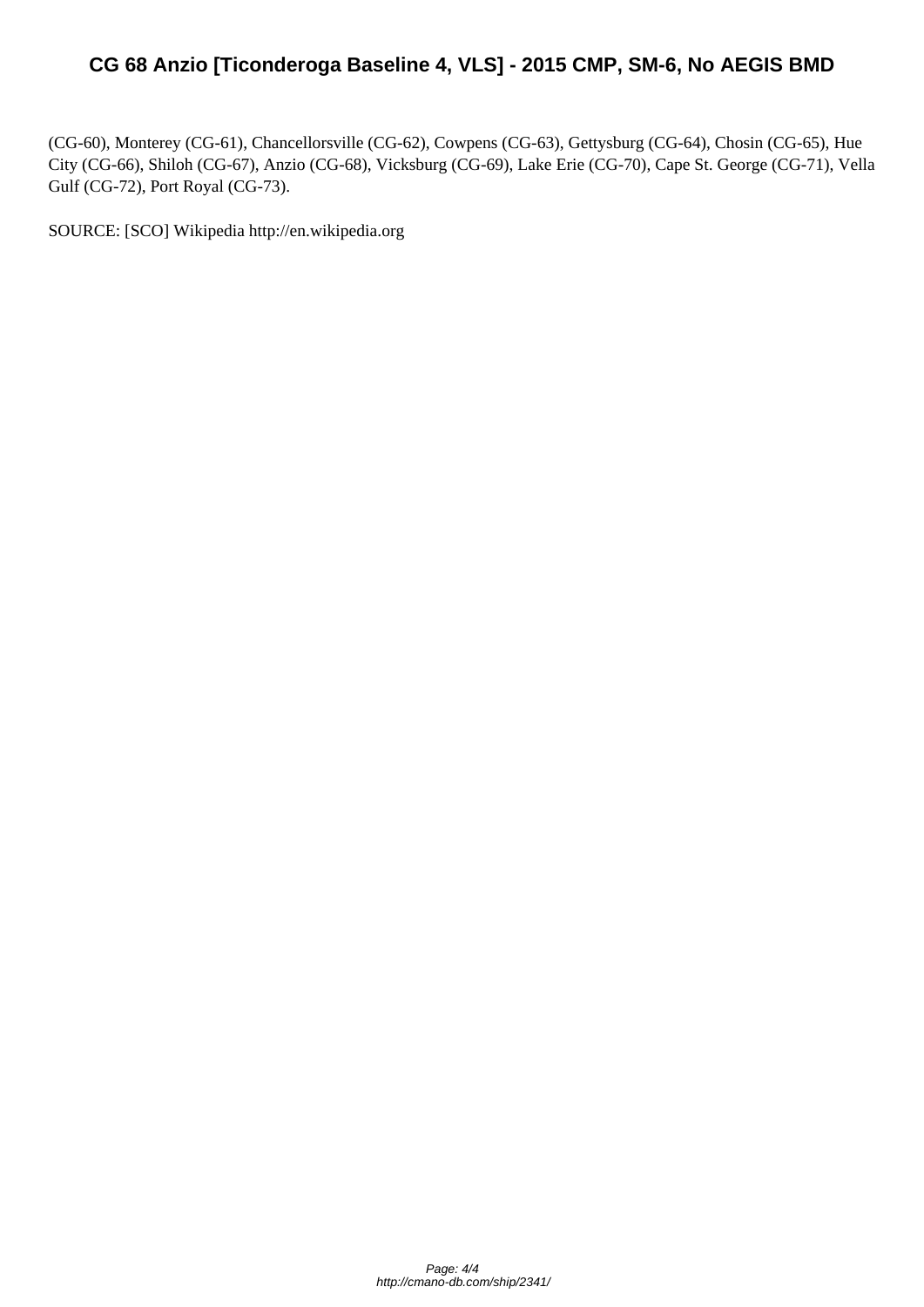(CG-60), Monterey (CG-61), Chancellorsville (CG-62), Cowpens (CG-63), Gettysburg (CG-64), Chosin (CG-65), Hue City (CG-66), Shiloh (CG-67), Anzio (CG-68), Vicksburg (CG-69), Lake Erie (CG-70), Cape St. George (CG-71), Vella Gulf (CG-72), Port Royal (CG-73).

SOURCE: [SCO] Wikipedia http://en.wikipedia.org